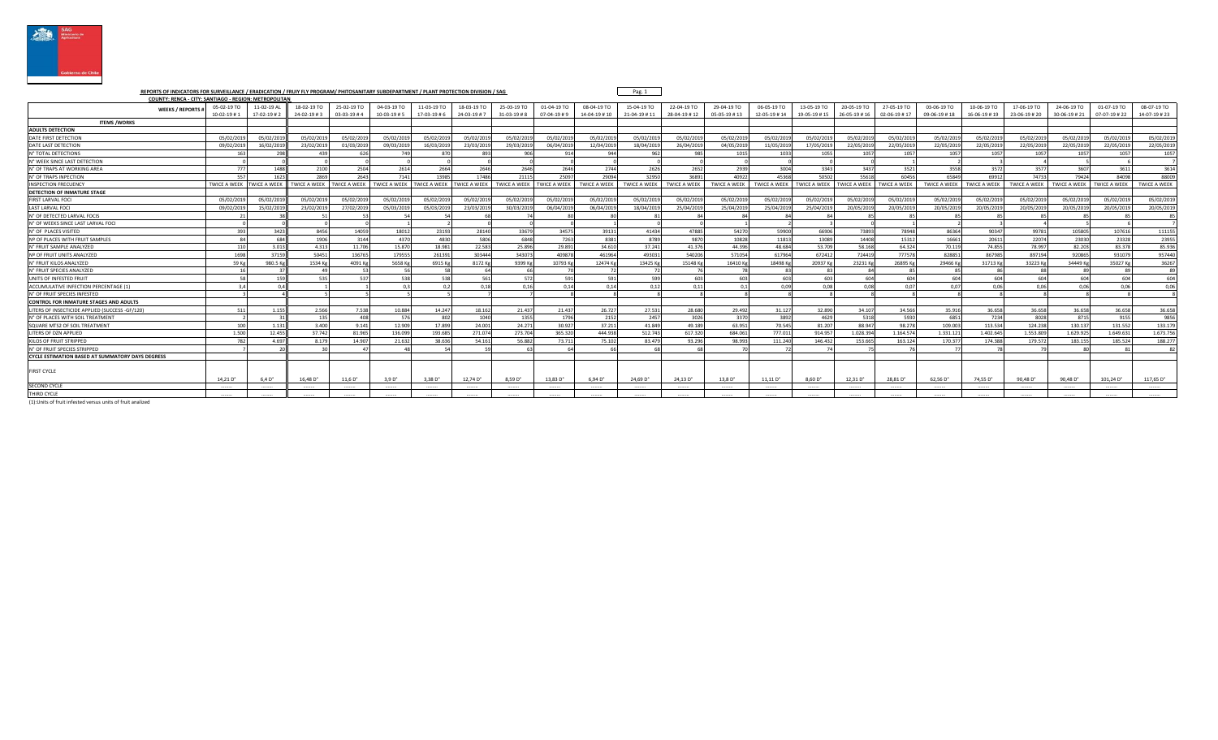**REPORTS OF INDICATORS FOR SURVEILLANCE / ERADICATION / FRUIT FLY PROGRAM/ PHITOSANITARY SUBDEPARTMENT / PLANT PROTECTION DIVISION / SAG**

**COUNTY: RENCA - CITY: SANTIAGO - REGION: METROPOLITAN**

| WEEKS / REPORTS # | 05-02-19 TO 10-02-19 # 1 | 11-02-19 AL 17-02-19 # 2 | 18-02-19 TO 24-02-19 # 3 | 25-02-19 TO 03-03-19 # 4 | 04-03-19 TO 10-03-19 # 5 | 11-03-19 TO 17-03-19 # 6 | 18-03-19 TO 24-03-19 # 7 | 25-03-19 TO 31-03-19 # 8 | 01-04-19 TO 07-04-19 # 9 | 08-04-19 TO 14-04-19 # 10 | 15-04-19 TO 21-04-19 # 11 | 22-04-19 TO 28-04-19 # 12 | 29-04-19 TO 05-05-19 # 13 | 06-05-19 TO 12-05-19 # 14 | 13-05-19 TO 19-05-19 # 15 | 20-05-19 TO 26-05-19 # 16 | 27-05-19 TO 02-06-19 # 17 | 03-06-19 TO 09-06-19 # 18 | 10-06-19 TO 16-06-19 # 19 | 17-06-19 TO 23-06-19 # 20 | 24-06-19 TO 30-06-19 # 21 | 01-07-19 TO 07-07-19 # 22 | 08-07-19 TO 14-07-19 # 23 |
|---|---|---|---|---|---|---|---|---|---|---|---|---|---|---|---|---|---|---|---|---|---|---|---|
| **ITEMS /WORKS** | | | | | | | | | | | | | | | | | | | | | | | |
| **ADULTS DETECTION** | | | | | | | | | | | | | | | | | | | | | | | |
| DATE FIRST DETECTION | 05/02/2019 | 05/02/2019 | 05/02/2019 | 05/02/2019 | 05/02/2019 | 05/02/2019 | 05/02/2019 | 05/02/2019 | 05/02/2019 | 05/02/2019 | 05/02/2019 | 05/02/2019 | 05/02/2019 | 05/02/2019 | 05/02/2019 | 05/02/2019 | 05/02/2019 | 05/02/2019 | 05/02/2019 | 05/02/2019 | 05/02/2019 | 05/02/2019 | 05/02/2019 |
| DATE LAST DETECTION | 09/02/2019 | 16/02/2019 | 23/02/2019 | 01/03/2019 | 09/03/2019 | 16/03/2019 | 23/03/2019 | 29/03/2019 | 06/04/2019 | 12/04/2019 | 18/04/2019 | 26/04/2019 | 04/05/2019 | 11/05/2019 | 17/05/2019 | 22/05/2019 | 22/05/2019 | 22/05/2019 | 22/05/2019 | 22/05/2019 | 22/05/2019 | 22/05/2019 | 22/05/2019 |
| N° TOTAL DETECTIONS | 163 | 298 | 439 | 626 | 749 | 870 | 893 | 906 | 914 | 944 | 962 | 985 | 1015 | 1033 | 1055 | 1057 | 1057 | 1057 | 1057 | 1057 | 1057 | 1057 | 1057 |
| N° WEEK SINCE LAST DETECTION | 0 | 0 | 0 | 0 | 0 | 0 | 0 | 0 | 0 | 0 | 0 | 0 | 0 | 0 | 0 | 0 | 1 | 2 | 3 | 4 | 5 | 6 | 7 |
| N° OF TRAPS AT WORKING AREA | 777 | 1488 | 2100 | 2504 | 2614 | 2664 | 2646 | 2646 | 2646 | 2744 | 2626 | 2652 | 2939 | 3004 | 3343 | 3437 | 3521 | 3558 | 3572 | 3577 | 3607 | 3611 | 3614 |
| N° OF TRAPS INPECTION | 557 | 1623 | 2869 | 2643 | 7141 | 13985 | 17486 | 21115 | 25097 | 29094 | 32950 | 36891 | 40922 | 45368 | 50502 | 55618 | 60456 | 65849 | 69912 | 74733 | 79424 | 84098 | 88009 |
| INSPECTION FRECUENCY | TWICE A WEEK | TWICE A WEEK | TWICE A WEEK | TWICE A WEEK | TWICE A WEEK | TWICE A WEEK | TWICE A WEEK | TWICE A WEEK | TWICE A WEEK | TWICE A WEEK | TWICE A WEEK | TWICE A WEEK | TWICE A WEEK | TWICE A WEEK | TWICE A WEEK | TWICE A WEEK | TWICE A WEEK | TWICE A WEEK | TWICE A WEEK | TWICE A WEEK | TWICE A WEEK | TWICE A WEEK | TWICE A WEEK |
| **DETECTION OF INMATURE STAGE** | | | | | | | | | | | | | | | | | | | | | | | |
| FIRST LARVAL FOCI | 05/02/2019 | 05/02/2019 | 05/02/2019 | 05/02/2019 | 05/02/2019 | 05/02/2019 | 05/02/2019 | 05/02/2019 | 05/02/2019 | 05/02/2019 | 05/02/2019 | 05/02/2019 | 05/02/2019 | 05/02/2019 | 05/02/2019 | 05/02/2019 | 05/02/2019 | 05/02/2019 | 05/02/2019 | 05/02/2019 | 05/02/2019 | 05/02/2019 | 05/02/2019 |
| LAST LARVAL FOCI | 09/02/2019 | 15/02/2019 | 23/02/2019 | 27/02/2019 | 05/03/2019 | 05/03/2019 | 23/03/2019 | 30/03/2019 | 06/04/2019 | 06/04/2019 | 18/04/2019 | 25/04/2019 | 25/04/2019 | 25/04/2019 | 25/04/2019 | 20/05/2019 | 20/05/2019 | 20/05/2019 | 20/05/2019 | 20/05/2019 | 20/05/2019 | 20/05/2019 | 20/05/2019 |
| N° OF DETECTED LARVAL FOCIS | 21 | 38 | 51 | 53 | 54 | 54 | 68 | 74 | 80 | 80 | 81 | 84 | 84 | 84 | 84 | 85 | 85 | 85 | 85 | 85 | 85 | 85 | 85 |
| N° OF WEEKS SINCE LAST LARVAL FOCI | 0 | 0 | 0 | 0 | 1 | 2 | 0 | 0 | 0 | 1 | 0 | 0 | 1 | 2 | 3 | 0 | 1 | 2 | 3 | 4 | 5 | 6 | 7 |
| N° OF PLACES VISITED | 393 | 3423 | 8456 | 14059 | 18012 | 23193 | 28140 | 33679 | 34575 | 39131 | 41434 | 47885 | 54270 | 59900 | 66906 | 73893 | 78948 | 86364 | 90347 | 99781 | 105805 | 107616 | 111155 |
| Nº OF PLACES WITH FRUIT SAMPLES | 84 | 684 | 1906 | 3144 | 4370 | 4830 | 5806 | 6848 | 7263 | 8381 | 8789 | 9870 | 10828 | 11813 | 13089 | 14408 | 15312 | 16661 | 20611 | 22074 | 23030 | 23328 | 23955 |
| N° FRUIT SAMPLE ANALYZED | 110 | 3.013 | 4.313 | 11.706 | 15.870 | 18.981 | 22.583 | 25.896 | 29.891 | 34.610 | 37.241 | 41.376 | 44.396 | 48.684 | 53.709 | 58.168 | 64.524 | 70.119 | 74.855 | 78.997 | 82.203 | 83.378 | 85.936 |
| Nº OF FRUIT UNITS ANALYZED | 1698 | 37159 | 50451 | 136765 | 179555 | 261391 | 303444 | 343073 | 409878 | 461964 | 493031 | 540206 | 571054 | 617964 | 672412 | 724419 | 777578 | 828851 | 867985 | 897194 | 920865 | 931079 | 957440 |
| N° FRUIT KILOS ANALYZED | 59 Kg | 980.5 Kg | 1534 Kg | 4091 Kg | 5658 Kg | 6915 Kg | 8172 Kg | 9399 Kg | 10793 Kg | 12474 Kg | 13425 Kg | 15148 Kg | 16410 Kg | 18498 Kg | 20937 Kg | 23231 Kg | 26895 Kg | 29466 Kg | 31713 Kg | 33223 Kg | 34449 Kg | 35027 Kg | 36267 |
| N° FRUIT SPECIES ANALYZED | 16 | 37 | 49 | 53 | 56 | 58 | 64 | 66 | 70 | 72 | 72 | 76 | 78 | 83 | 83 | 84 | 85 | 85 | 86 | 88 | 89 | 89 | 89 |
| UNITS OF INFESTED FRUIT | 58 | 159 | 535 | 537 | 538 | 538 | 561 | 572 | 591 | 591 | 599 | 603 | 603 | 603 | 603 | 604 | 604 | 604 | 604 | 604 | 604 | 604 | 604 |
| ACCUMULATIVE INFECTION PERCENTAGE (1) | 3,4 | 0,4 | 1 | 1 | 0,3 | 0,2 | 0,18 | 0,16 | 0,14 | 0,14 | 0,12 | 0,11 | 0,1 | 0,09 | 0,08 | 0,08 | 0,07 | 0,07 | 0,06 | 0,06 | 0,06 | 0,06 | 0,06 |
| N° OF FRUIT SPECIES INFESTED | 3 | 4 | 5 | 5 | 5 | 5 | 7 | 7 | 8 | 8 | 8 | 8 | 8 | 8 | 8 | 8 | 8 | 8 | 8 | 8 | 8 | 8 | 8 |
| **CONTROL FOR INMATURE STAGES AND ADULTS** | | | | | | | | | | | | | | | | | | | | | | | |
| LITERS OF INSECTICIDE APPLIED (SUCCESS -GF/120) | 511 | 1.155 | 2.566 | 7.538 | 10.884 | 14.247 | 18.162 | 21.437 | 21.437 | 26.727 | 27.531 | 28.680 | 29.492 | 31.127 | 32.890 | 34.107 | 34.566 | 35.916 | 36.658 | 36.658 | 36.658 | 36.658 | 36.658 |
| N° OF PLACES WITH SOIL TREATMENT | 2 | 31 | 135 | 408 | 576 | 802 | 1040 | 1355 | 1796 | 2152 | 2457 | 3026 | 3370 | 3892 | 4629 | 5318 | 5930 | 6851 | 7234 | 8028 | 8715 | 9155 | 9856 |
| SQUARE MTS2 OF SOIL TREATMENT | 100 | 1.131 | 3.400 | 9.141 | 12.909 | 17.899 | 24.001 | 24.271 | 30.927 | 37.211 | 41.849 | 49.189 | 63.951 | 70.545 | 81.207 | 88.947 | 98.278 | 109.003 | 113.534 | 124.238 | 130.137 | 131.552 | 133.179 |
| LITERS OF DZN APPLIED | 1.500 | 12.455 | 37.742 | 81.965 | 136.099 | 193.685 | 271.074 | 273.704 | 365.320 | 444.938 | 512.743 | 617.320 | 684.061 | 777.011 | 914.957 | 1.028.394 | 1.164.574 | 1.331.121 | 1.402.645 | 1.553.809 | 1.629.925 | 1.649.631 | 1.673.756 |
| KILOS OF FRUIT STRIPPED | 782 | 4.697 | 8.179 | 14.907 | 21.632 | 38.636 | 54.161 | 56.882 | 73.711 | 75.102 | 83.479 | 93.296 | 98.993 | 111.240 | 146.452 | 153.665 | 163.124 | 170.377 | 174.388 | 179.572 | 183.155 | 185.524 | 188.277 |
| N° OF FRUIT SPECIES STRIPPED | 7 | 20 | 30 | 47 | 48 | 54 | 59 | 63 | 64 | 66 | 68 | 68 | 70 | 72 | 74 | 75 | 76 | 77 | 78 | 79 | 80 | 81 | 82 |
| **CYCLE ESTIMATION BASED AT SUMMATORY DAYS DEGRESS** | | | | | | | | | | | | | | | | | | | | | | | |
| FIRST CYCLE | 14,21 D° | 6,4 D° | 16,48 D° | 11,6 D° | 3,9 D° | 3,38 D° | 12,74 D° | 8,59 D° | 13,83 D° | 6,94 D° | 24,69 D° | 24,13 D° | 13,8 D° | 11,11 D° | 8,60 D° | 12,31 D° | 28,81 D° | 62,56 D° | 74,55 D° | 90,48 D° | 90,48 D° | 101,24 D° | 117,65 D° |
| SECOND CYCLE | ------ | ------ | ------ | ------ | ------ | ------ | ------ | ------ | ------ | ------ | ------ | ------ | ------ | ------ | ------ | ------ | ------ | ------ | ------ | ------ | ------ | ------ | ------ |
| THIRD CYCLE | ------ | ------ | ------ | ------ | ------ | ------ | ------ | ------ | ------ | ------ | ------ | ------ | ------ | ------ | ------ | ------ | ------ | ------ | ------ | ------ | ------ | ------ | ------ |

(1):Units of fruit infested versus units of fruit analized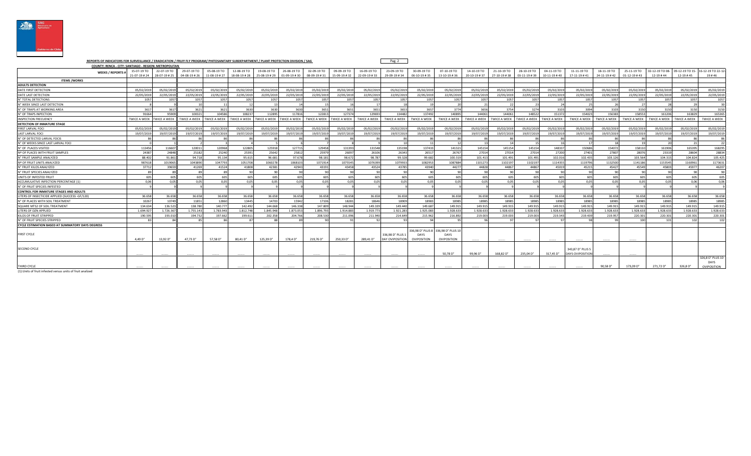**REPORTS OF INDICATORS FOR SURVEILLANCE / ERADICATION / FRUIY FLY PROGRAM/ PHITOSANITARY SUBDEPARTMENT / PLANT PROTECTION DIVISION / SAG**

**COUNTY: RENCA - CITY: SANTIAGO - REGION: METROPOLITAN**

| WEEKS / REPORTS # | 15-07-19 TO 21-07-19 # 24 | 22-07-19 TO 28-07-19 # 25 | 29-07-19 TO 04-08-19 # 26 | 05-08-19 TO 11-08-19 # 27 | 12-08-19 TO 18-08-19 # 28 | 19-08-19 TO 25-08-19 # 29 | 26-08-19 TO 01-09-19 # 30 | 02-09-19 TO 08-09-19 # 31 | 09-09-19 TO 15-09-19 # 32 | 16-09-19 TO 22-09-19 # 33 | 23-09-19 TO 29-09-19 # 34 | 30-09-19 TO 06-10-19 # 35 | 07-10-19 TO 13-10-19 # 36 | 14-10-19 TO 20-10-19 # 37 | 21-10-19 TO 27-10-19 # 38 | 28-10-19 TO 03-11-19 # 39 | 04-11-19 TO 10-11-19 # 40 | 11-11-19 TO 17-11-19 # 41 | 18-11-19 TO 24-11-19 # 42 | 25-11-19 TO 01-12-19 # 43 | 02-12-19 TO 08-12-19 # 44 | 09-12-19 TO 15-12-19 # 45 | 16-12-19 TO 22-12-19 # 46 |
|---|---|---|---|---|---|---|---|---|---|---|---|---|---|---|---|---|---|---|---|---|---|---|---|
| **ITEMS /WORKS** | | | | | | | | | | | | | | | | | | | | | | | |
| **ADULTS DETECTION** | | | | | | | | | | | | | | | | | | | | | | | |
| DATE FIRST DETECTION | 05/02/2019 | 05/02/2019 | 05/02/2019 | 05/02/2019 | 05/02/2019 | 05/02/2019 | 05/02/2019 | 05/02/2019 | 05/02/2019 | 05/02/2019 | 05/02/2019 | 05/02/2019 | 05/02/2019 | 05/02/2019 | 05/02/2019 | 05/02/2019 | 05/02/2019 | 05/02/2019 | 05/02/2019 | 05/02/2019 | 05/02/2019 | 05/02/2019 | 05/02/2019 |
| DATE LAST DETECTION | 22/05/2019 | 22/05/2019 | 22/05/2019 | 22/05/2019 | 22/05/2019 | 22/05/2019 | 22/05/2019 | 22/05/2019 | 22/05/2019 | 22/05/2019 | 22/05/2019 | 22/05/2019 | 22/05/2019 | 22/05/2019 | 22/05/2019 | 22/05/2019 | 22/05/2019 | 22/05/2019 | 22/05/2019 | 22/05/2019 | 22/05/2019 | 22/05/2019 | 22/05/2019 |
| N° TOTAL DETECTIONS | 1057 | 1057 | 1057 | 1057 | 1057 | 1057 | 1057 | 1057 | 1057 | 1057 | 1057 | 1057 | 1057 | 1057 | 1057 | 1057 | 1057 | 1057 | 1057 | 1057 | 1057 | 1057 | 1057 |
| N° WEEK SINCE LAST DETECTION | 8 | 9 | 10 | 11 | 12 | 13 | 14 | 15 | 16 | 17 | 18 | 19 | 20 | 21 | 22 | 23 | 24 | 25 | 26 | 27 | 28 | 29 | 30 |
| N° OF TRAPS AT WORKING AREA | 3617 | 3617 | 3621 | 3621 | 3630 | 3630 | 3630 | 3651 | 3651 | 3651 | 3653 | 3657 | 3774 | 3656 | 3754 | 3274 | 3103 | 3094 | 3103 | 3150 | 3150 | 3150 | 3150 |
| N° OF TRAPS INSPECTION | 91664 | 95909 | 100321 | 104586 | 108237 | 112895 | 117816 | 122813 | 127374 | 129693 | 134482 | 137492 | 140895 | 144061 | 144061 | 148522 | 151372 | 154023 | 156383 | 158553 | 161206 | 163829 | 165365 |
| INSPECTION FRECUENCY | TWICE A WEEK | TWICE A WEEK | TWICE A WEEK | TWICE A WEEK | TWICE A WEEK | TWICE A WEEK | TWICE A WEEK | TWICE A WEEK | TWICE A WEEK | TWICE A WEEK | TWICE A WEEK | TWICE A WEEK | TWICE A WEEK | TWICE A WEEK | TWICE A WEEK | TWICE A WEEK | TWICE A WEEK | TWICE A WEEK | TWICE A WEEK | TWICE A WEEK | TWICE A WEEK | TWICE A WEEK | TWICE A WEEK |
| **DETECTION OF INMATURE STAGE** | | | | | | | | | | | | | | | | | | | | | | | |
| FIRST LARVAL FOCI | 05/02/2019 | 05/02/2019 | 05/02/2019 | 05/02/2019 | 05/02/2019 | 05/02/2019 | 05/02/2019 | 05/02/2019 | 05/02/2019 | 05/02/2019 | 05/02/2019 | 05/02/2019 | 05/02/2019 | 05/02/2019 | 05/02/2019 | 05/02/2019 | 05/02/2019 | 05/02/2019 | 05/02/2019 | 05/02/2019 | 05/02/2019 | 05/02/2019 | 05/02/2019 |
| LAST LARVAL FOCI | 19/07/2019 | 19/07/2019 | 19/07/2019 | 19/07/2019 | 19/07/2019 | 19/07/2019 | 19/07/2019 | 19/07/2019 | 19/07/2019 | 19/07/2019 | 19/07/2019 | 19/07/2019 | 19/07/2019 | 19/07/2019 | 19/07/2019 | 19/07/2019 | 19/07/2019 | 19/07/2019 | 19/07/2019 | 19/07/2019 | 19/07/2019 | 19/07/2019 | 19/07/2019 |
| N° OF DETECTED LARVAL FOCIS | 86 | 86 | 86 | 86 | 86 | 86 | 86 | 86 | 86 | 86 | 86 | 86 | 86 | 86 | 86 | 86 | 86 | 86 | 86 | 86 | 86 | 86 | 86 |
| N° OF WEEKS SINCE LAST LARVAL FOCI | 0 | 1 | 2 | 3 | 4 | 5 | 6 | 7 | 8 | 9 | 10 | 11 | 12 | 13 | 14 | 15 | 16 | 17 | 18 | 19 | 20 | 21 | 22 |
| N° OF PLACES VISITED | 113456 | 116607 | 120031 | 120968 | 122805 | 125918 | 127715 | 129458 | 131393 | 131548 | 135198 | 137433 | 141321 | 145154 | 145154 | 145154 | 148337 | 150686 | 154072 | 158110 | 161906 | 165395 | 168295 |
| Nº OF PLACES WITH FRUIT SAMPLES | 24387 | 24848 | 25182 | 25240 | 25391 | 25642 | 25812 | 25979 | 26097 | 26106 | 26343 | 26517 | 26767 | 27014 | 27014 | 27014 | 27200 | 27401 | 27807 | 28076 | 23319 | 28604 | 28834 |
| N° FRUIT SAMPLE ANALYZED | 88.402 | 91.863 | 94.718 | 95.134 | 95.615 | 96.681 | 97.678 | 98.181 | 98.672 | 98.787 | 99.328 | 99.682 | 100.319 | 101.413 | 101.491 | 101.491 | 102.016 | 102.435 | 103.126 | 103.564 | 104.315 | 104.824 | 105.425 |
| Nº OF FRUIT UNITS ANALYZED | 987618 | 1019065 | 1043890 | 1047793 | 1051708 | 1060278 | 1068103 | 1071914 | 1075545 | 1076399 | 1079993 | 1082953 | 1087884 | 1101273 | 1102197 | 1102197 | 1114355 | 1119796 | 1132500 | 1141186 | 1153545 | 1160961 | 1173631 |
| N° FRUIT KILOS ANALYZED | 37712 | 39659 | 41269 | 41524 | 41808 | 42381 | 42943 | 43191 | 43458 | 43524 | 43785 | 43940 | 44277 | 44828 | 44867 | 44867 | 45019 | 45215 | 45427 | 45549 | 45805 | 45977 | 46207 |
| N° OF FRUIT SPECIES ANALYZED | 89 | 89 | 89 | 89 | 90 | 90 | 90 | 90 | 90 | 90 | 90 | 90 | 90 | 90 | 90 | 90 | 90 | 90 | 90 | 90 | 90 | 90 | 90 |
| UNITS OF INFESTED FRUIT | 605 | 605 | 605 | 605 | 605 | 605 | 605 | 605 | 605 | 605 | 605 | 605 | 605 | 605 | 605 | 605 | 605 | 605 | 605 | 605 | 605 | 605 | 605 |
| ACCUMULATIVE INFECTION PERCENTAGE (1) | 0,06 | 0,05 | 0,05 | 0,05 | 0,05 | 0,05 | 0,05 | 0,05 | 0,05 | 0,05 | 0,05 | 0,05 | 0,05 | 0,05 | 0,05 | 0,05 | 0,05 | 0,05 | 0,05 | 0,05 | 0,05 | 0,06 | 0,06 |
| N° OF FRUIT SPECIES INFESTED | 9 | 9 | 9 | 9 | 9 | 9 | 9 | 9 | 9 | 9 | 9 | 9 | 9 | 9 | 9 | 9 | 9 | 9 | 9 | 9 | 9 | 9 | 9 |
| **CONTROL FOR INMATURE STAGES AND ADULTS** | | | | | | | | | | | | | | | | | | | | | | | |
| LITERS OF INSECTICIDE APPLIED (SUCCESS -GF/120) | 36.658 | 36.658 | 36.658 | 36.658 | 36.658 | 36.658 | 36.658 | 36.658 | 36.658 | 36.658 | 36.658 | 36.658 | 36.658 | 36.658 | 36.658 | 36.658 | 36.658 | 36.658 | 36.658 | 36.658 | 36.658 | 36.658 | 36.658 |
| N° OF PLACES WITH SOIL TREATMENT | 10267 | 10749 | 11851 | 12860 | 13445 | 14703 | 15942 | 17106 | 18281 | 18646 | 18909 | 18983 | 18985 | 18985 | 18985 | 18985 | 18985 | 18985 | 18985 | 18985 | 18985 | 18985 | 18985 |
| SQUARE MTS2 OF SOIL TREATMENT | 134.634 | 136.523 | 138.780 | 140.777 | 142.492 | 144.668 | 146.338 | 147.809 | 148.944 | 149.339 | 149.440 | 149.687 | 149.915 | 149.915 | 149.915 | 149.915 | 149.915 | 149.915 | 149.915 | 149.915 | 149.915 | 149.915 | 149.915 |
| LITERS OF DZN APPLIED | 1.694.927 | 1.726.367 | 1.755.143 | 1.783.943 | 1.812.748 | 1.845.948 | 1.873.053 | 1.896.793 | 1.914.883 | 1.919.773 | 1.921.283 | 1.925.083 | 1.928.633 | 1.928.633 | 1.928.633 | 1.928.633 | 1.928.633 | 1.928.633 | 1.928.633 | 1.928.633 | 1.928.633 | 1.928.633 | 1.928.633 |
| KILOS OF FRUIT STRIPPED | 190.595 | 193.010 | 194.732 | 197.662 | 199.611 | 202.358 | 204.766 | 208.530 | 211.096 | 211.940 | 214.649 | 215.962 | 216.892 | 219.003 | 219.003 | 219.003 | 219.343 | 219.439 | 219.957 | 220.301 | 220.301 | 220.301 | 220.301 |
| N° OF FRUIT SPECIES STRIPPED | 83 | 84 | 85 | 86 | 87 | 88 | 89 | 90 | 91 | 92 | 93 | 94 | 95 | 96 | 97 | 97 | 97 | 98 | 99 | 100 | 101 | 102 | 102 |
| **CYCLE ESTIMATION BASED AT SUMMATORY DAYS DEGRESS** | | | | | | | | | | | | | | | | | | | | | | | |
| FIRST CYCLE | 4,49 D° | 13,92 D° | 47,73 D° | 57,58 D° | 80,41 D° | 125,39 D° | 178,4 D° | 219,76 D° | 250,33 D° | 289,41 D° | 336,98 D° PLUS 1 DAY OVIPOSITION | 336,98 D° PLUS 8 DAYS OVIPOSITION | 336,98 D° PLUS 10 DAYS OVIPOSITION | ....... | ....... | ....... | ....... | ....... | ....... | ....... | | | |
| SECOND CYCLE | ....... | ....... | ....... | ....... | ....... | ....... | ....... | ....... | ....... | ....... | ....... | ....... | 50,78 D° | 99,96 D° | 168,82 D° | 235,04 D° | 317,45 D° | 343,87 D° PLUS 5 DAYS OVIPOSITION | ....... | ....... | | | |
| THIRD CYCLE | ....... | ....... | ....... | ....... | ....... | ....... | ....... | ....... | ....... | ....... | ....... | ....... | ....... | ....... | ....... | ....... | ....... | ....... | 90,58 D° | 173,09 D° | 271,72 D° | 326,8 D° | 326,8 D° PLUS 10 DAYS OVIPOSITION |

(1):Units of fruit infested versus units of fruit analized